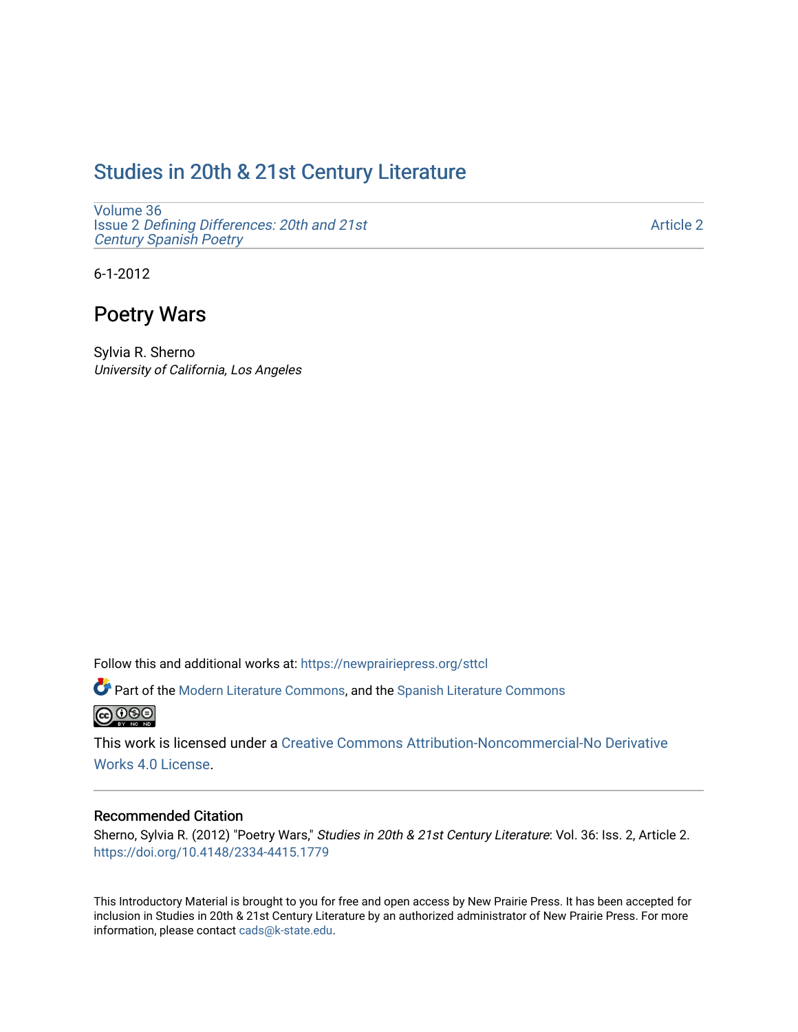# Studies in 20th & 21st Century Literature

Volume 36
Issue 2 *Defining Differences: 20th and 21st Century Spanish Poetry*

Article 2

6-1-2012

## Poetry Wars

Sylvia R. Sherno
*University of California, Los Angeles*

Follow this and additional works at: https://newprairiepress.org/sttcl

Part of the Modern Literature Commons, and the Spanish Literature Commons

This work is licensed under a Creative Commons Attribution-Noncommercial-No Derivative Works 4.0 License.

### Recommended Citation

Sherno, Sylvia R. (2012) "Poetry Wars," *Studies in 20th & 21st Century Literature*: Vol. 36: Iss. 2, Article 2. https://doi.org/10.4148/2334-4415.1779

This Introductory Material is brought to you for free and open access by New Prairie Press. It has been accepted for inclusion in Studies in 20th & 21st Century Literature by an authorized administrator of New Prairie Press. For more information, please contact cads@k-state.edu.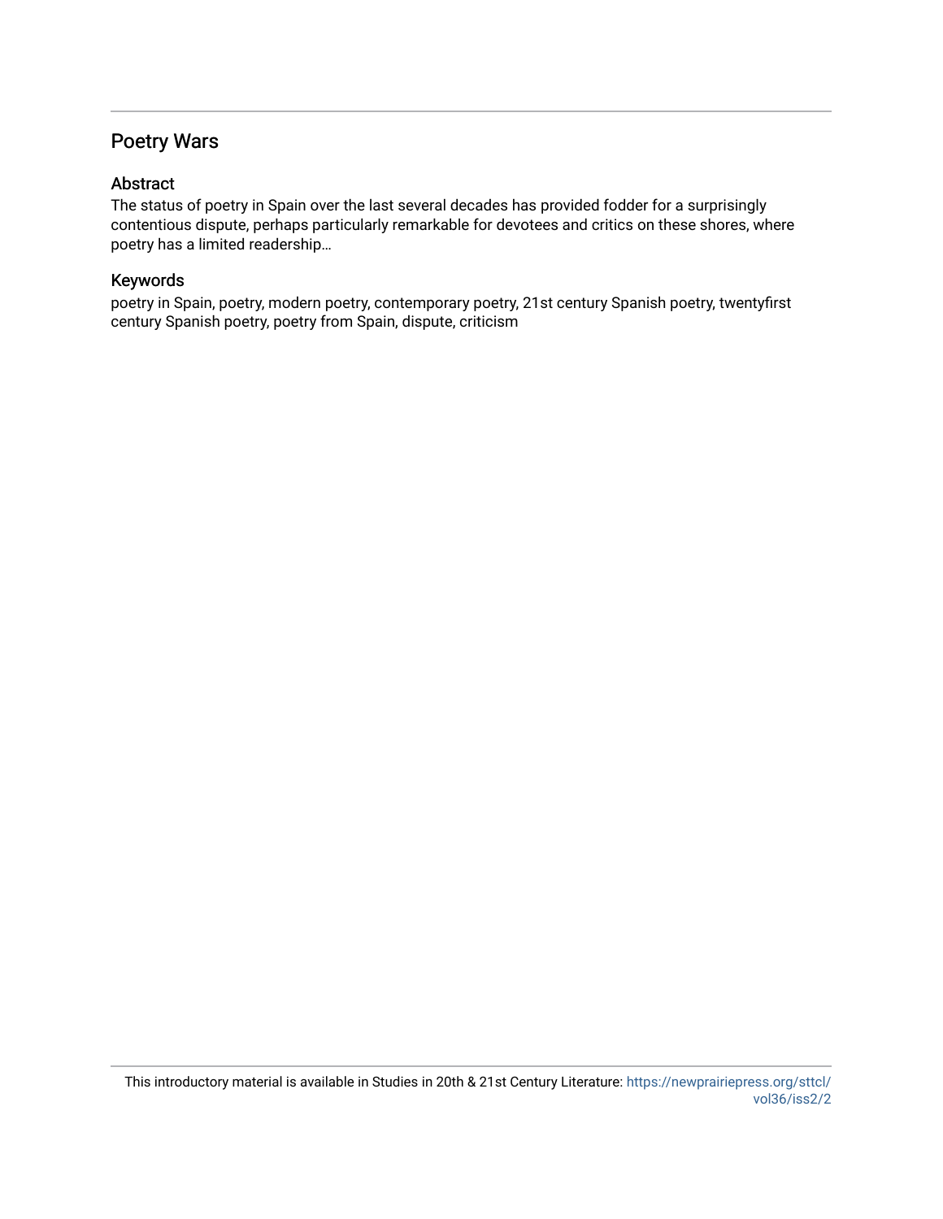## Poetry Wars

### Abstract

The status of poetry in Spain over the last several decades has provided fodder for a surprisingly contentious dispute, perhaps particularly remarkable for devotees and critics on these shores, where poetry has a limited readership…

### Keywords

poetry in Spain, poetry, modern poetry, contemporary poetry, 21st century Spanish poetry, twentyfirst century Spanish poetry, poetry from Spain, dispute, criticism

This introductory material is available in Studies in 20th & 21st Century Literature: https://newprairiepress.org/sttcl/vol36/iss2/2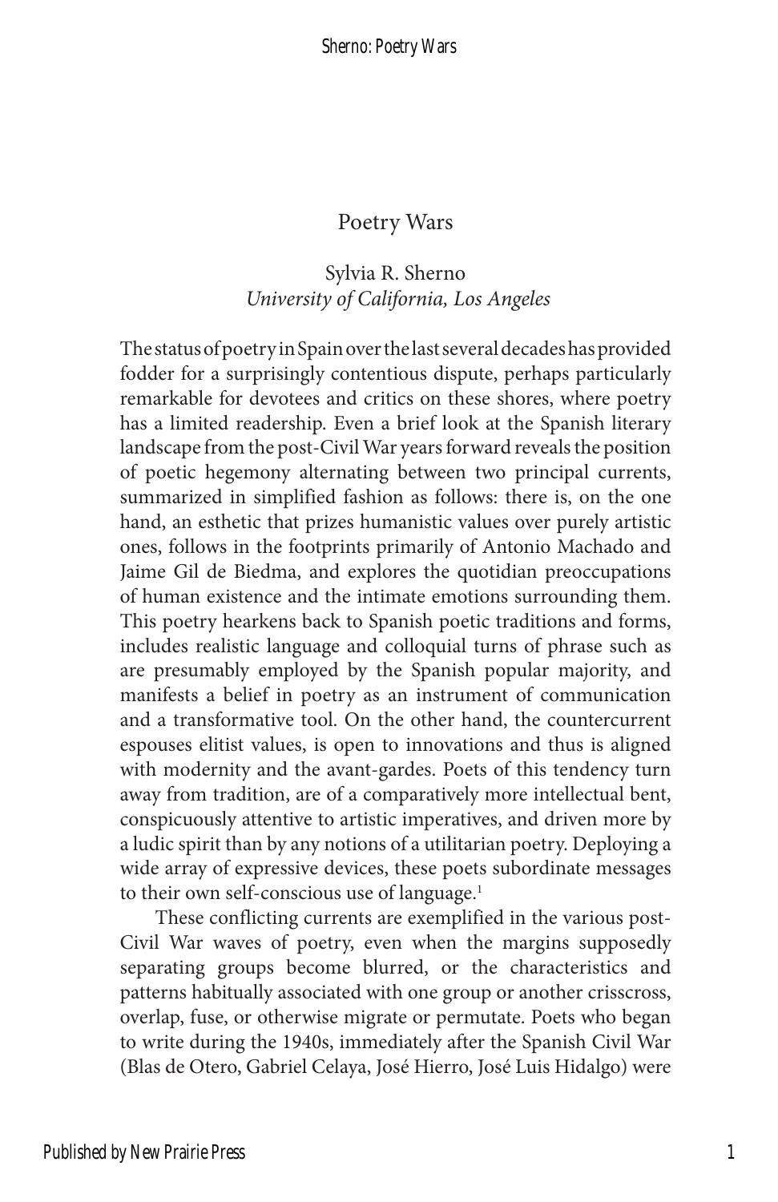# Poetry Wars

Sylvia R. Sherno
*University of California, Los Angeles*

The status of poetry in Spain over the last several decades has provided fodder for a surprisingly contentious dispute, perhaps particularly remarkable for devotees and critics on these shores, where poetry has a limited readership. Even a brief look at the Spanish literary landscape from the post-Civil War years forward reveals the position of poetic hegemony alternating between two principal currents, summarized in simplified fashion as follows: there is, on the one hand, an esthetic that prizes humanistic values over purely artistic ones, follows in the footprints primarily of Antonio Machado and Jaime Gil de Biedma, and explores the quotidian preoccupations of human existence and the intimate emotions surrounding them. This poetry hearkens back to Spanish poetic traditions and forms, includes realistic language and colloquial turns of phrase such as are presumably employed by the Spanish popular majority, and manifests a belief in poetry as an instrument of communication and a transformative tool. On the other hand, the countercurrent espouses elitist values, is open to innovations and thus is aligned with modernity and the avant-gardes. Poets of this tendency turn away from tradition, are of a comparatively more intellectual bent, conspicuously attentive to artistic imperatives, and driven more by a ludic spirit than by any notions of a utilitarian poetry. Deploying a wide array of expressive devices, these poets subordinate messages to their own self-conscious use of language.[1]

These conflicting currents are exemplified in the various post-Civil War waves of poetry, even when the margins supposedly separating groups become blurred, or the characteristics and patterns habitually associated with one group or another crisscross, overlap, fuse, or otherwise migrate or permutate. Poets who began to write during the 1940s, immediately after the Spanish Civil War (Blas de Otero, Gabriel Celaya, José Hierro, José Luis Hidalgo) were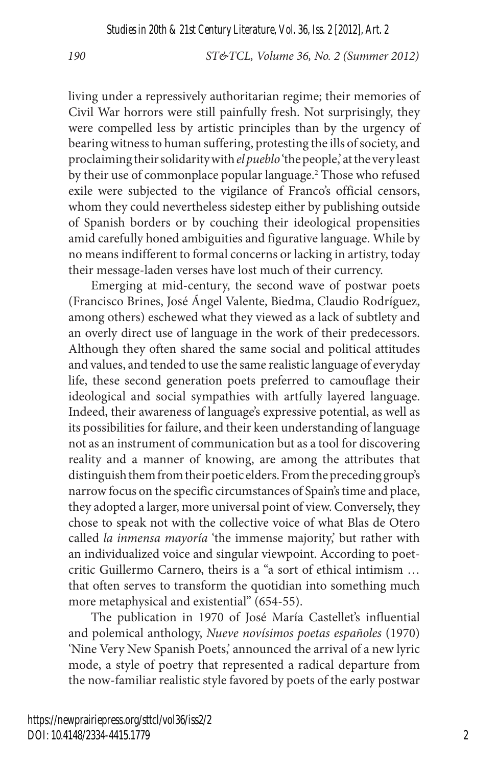living under a repressively authoritarian regime; their memories of Civil War horrors were still painfully fresh. Not surprisingly, they were compelled less by artistic principles than by the urgency of bearing witness to human suffering, protesting the ills of society, and proclaiming their solidarity with *el pueblo* 'the people,' at the very least by their use of commonplace popular language.[2] Those who refused exile were subjected to the vigilance of Franco's official censors, whom they could nevertheless sidestep either by publishing outside of Spanish borders or by couching their ideological propensities amid carefully honed ambiguities and figurative language. While by no means indifferent to formal concerns or lacking in artistry, today their message-laden verses have lost much of their currency.

Emerging at mid-century, the second wave of postwar poets (Francisco Brines, José Ángel Valente, Biedma, Claudio Rodríguez, among others) eschewed what they viewed as a lack of subtlety and an overly direct use of language in the work of their predecessors. Although they often shared the same social and political attitudes and values, and tended to use the same realistic language of everyday life, these second generation poets preferred to camouflage their ideological and social sympathies with artfully layered language. Indeed, their awareness of language's expressive potential, as well as its possibilities for failure, and their keen understanding of language not as an instrument of communication but as a tool for discovering reality and a manner of knowing, are among the attributes that distinguish them from their poetic elders. From the preceding group's narrow focus on the specific circumstances of Spain's time and place, they adopted a larger, more universal point of view. Conversely, they chose to speak not with the collective voice of what Blas de Otero called *la inmensa mayoría* 'the immense majority,' but rather with an individualized voice and singular viewpoint. According to poet-critic Guillermo Carnero, theirs is a "a sort of ethical intimism … that often serves to transform the quotidian into something much more metaphysical and existential" (654-55).

The publication in 1970 of José María Castellet's influential and polemical anthology, *Nueve novísimos poetas españoles* (1970) 'Nine Very New Spanish Poets,' announced the arrival of a new lyric mode, a style of poetry that represented a radical departure from the now-familiar realistic style favored by poets of the early postwar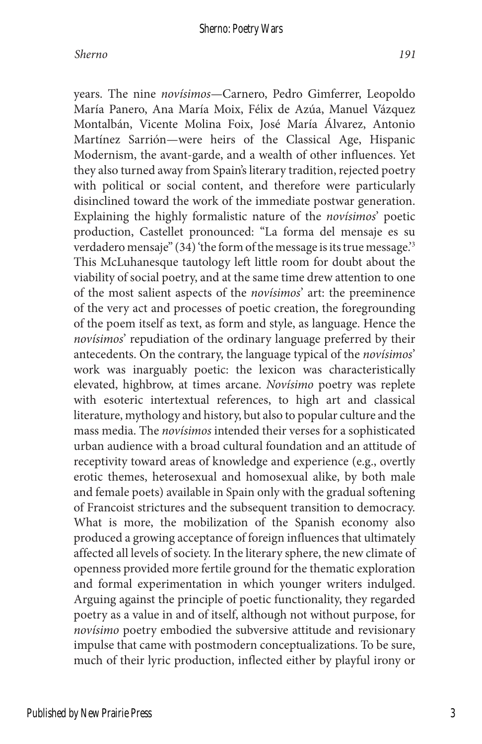years. The nine *novísimos*—Carnero, Pedro Gimferrer, Leopoldo María Panero, Ana María Moix, Félix de Azúa, Manuel Vázquez Montalbán, Vicente Molina Foix, José María Álvarez, Antonio Martínez Sarrión—were heirs of the Classical Age, Hispanic Modernism, the avant-garde, and a wealth of other influences. Yet they also turned away from Spain's literary tradition, rejected poetry with political or social content, and therefore were particularly disinclined toward the work of the immediate postwar generation. Explaining the highly formalistic nature of the *novísimos*' poetic production, Castellet pronounced: "La forma del mensaje es su verdadero mensaje" (34) 'the form of the message is its true message.'[3] This McLuhanesque tautology left little room for doubt about the viability of social poetry, and at the same time drew attention to one of the most salient aspects of the *novísimos*' art: the preeminence of the very act and processes of poetic creation, the foregrounding of the poem itself as text, as form and style, as language. Hence the *novísimos*' repudiation of the ordinary language preferred by their antecedents. On the contrary, the language typical of the *novísimos*' work was inarguably poetic: the lexicon was characteristically elevated, highbrow, at times arcane. *Novísimo* poetry was replete with esoteric intertextual references, to high art and classical literature, mythology and history, but also to popular culture and the mass media. The *novísimos* intended their verses for a sophisticated urban audience with a broad cultural foundation and an attitude of receptivity toward areas of knowledge and experience (e.g., overtly erotic themes, heterosexual and homosexual alike, by both male and female poets) available in Spain only with the gradual softening of Francoist strictures and the subsequent transition to democracy. What is more, the mobilization of the Spanish economy also produced a growing acceptance of foreign influences that ultimately affected all levels of society. In the literary sphere, the new climate of openness provided more fertile ground for the thematic exploration and formal experimentation in which younger writers indulged. Arguing against the principle of poetic functionality, they regarded poetry as a value in and of itself, although not without purpose, for *novísimo* poetry embodied the subversive attitude and revisionary impulse that came with postmodern conceptualizations. To be sure, much of their lyric production, inflected either by playful irony or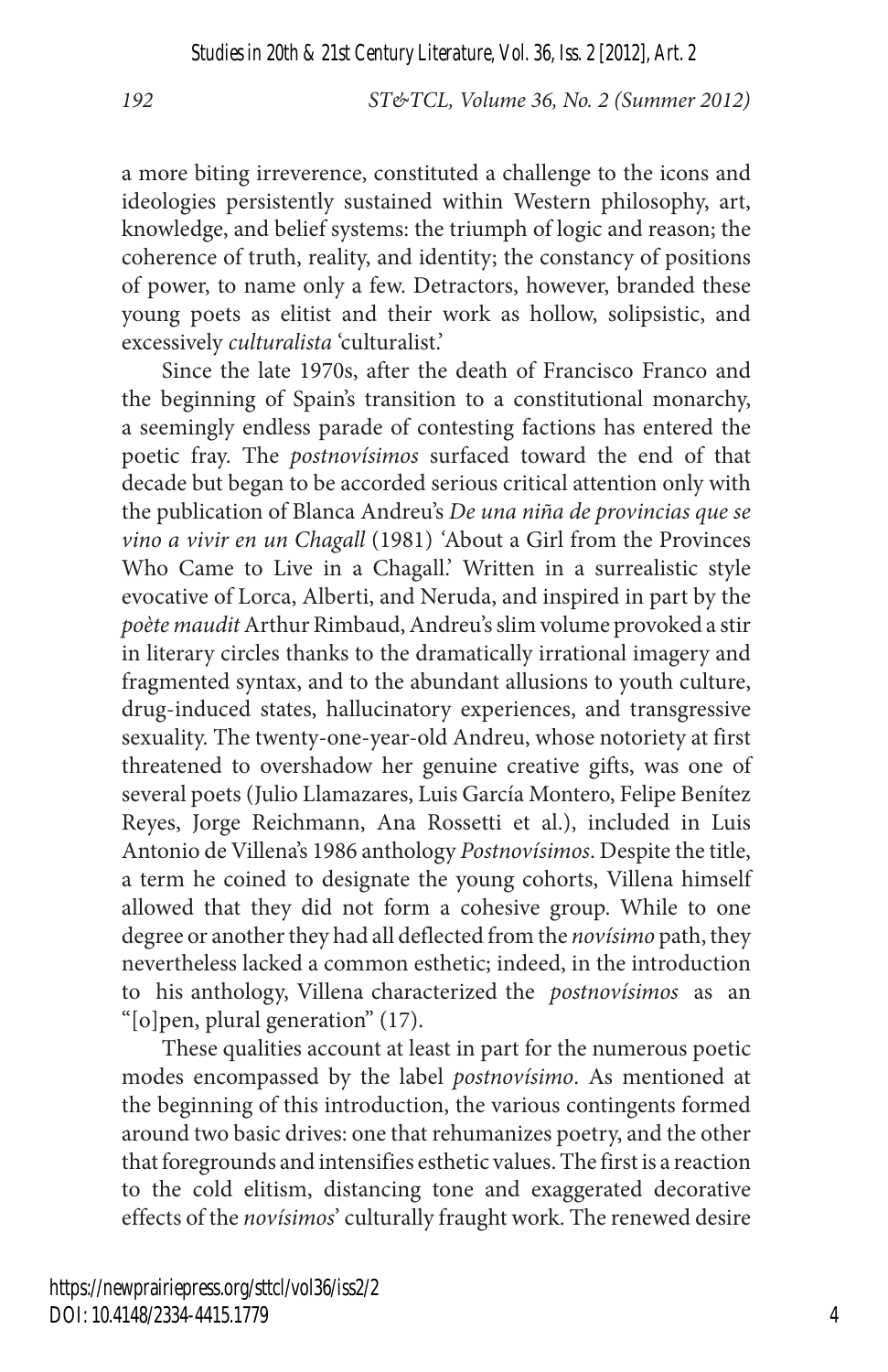a more biting irreverence, constituted a challenge to the icons and ideologies persistently sustained within Western philosophy, art, knowledge, and belief systems: the triumph of logic and reason; the coherence of truth, reality, and identity; the constancy of positions of power, to name only a few. Detractors, however, branded these young poets as elitist and their work as hollow, solipsistic, and excessively *culturalista* 'culturalist.'

Since the late 1970s, after the death of Francisco Franco and the beginning of Spain's transition to a constitutional monarchy, a seemingly endless parade of contesting factions has entered the poetic fray. The *postnovísimos* surfaced toward the end of that decade but began to be accorded serious critical attention only with the publication of Blanca Andreu's *De una niña de provincias que se vino a vivir en un Chagall* (1981) 'About a Girl from the Provinces Who Came to Live in a Chagall.' Written in a surrealistic style evocative of Lorca, Alberti, and Neruda, and inspired in part by the *poète maudit* Arthur Rimbaud, Andreu's slim volume provoked a stir in literary circles thanks to the dramatically irrational imagery and fragmented syntax, and to the abundant allusions to youth culture, drug-induced states, hallucinatory experiences, and transgressive sexuality. The twenty-one-year-old Andreu, whose notoriety at first threatened to overshadow her genuine creative gifts, was one of several poets (Julio Llamazares, Luis García Montero, Felipe Benítez Reyes, Jorge Reichmann, Ana Rossetti et al.), included in Luis Antonio de Villena's 1986 anthology *Postnovísimos*. Despite the title, a term he coined to designate the young cohorts, Villena himself allowed that they did not form a cohesive group. While to one degree or another they had all deflected from the *novísimo* path, they nevertheless lacked a common esthetic; indeed, in the introduction to his anthology, Villena characterized the *postnovísimos* as an "[o]pen, plural generation" (17).

These qualities account at least in part for the numerous poetic modes encompassed by the label *postnovísimo*. As mentioned at the beginning of this introduction, the various contingents formed around two basic drives: one that rehumanizes poetry, and the other that foregrounds and intensifies esthetic values. The first is a reaction to the cold elitism, distancing tone and exaggerated decorative effects of the *novísimos*' culturally fraught work. The renewed desire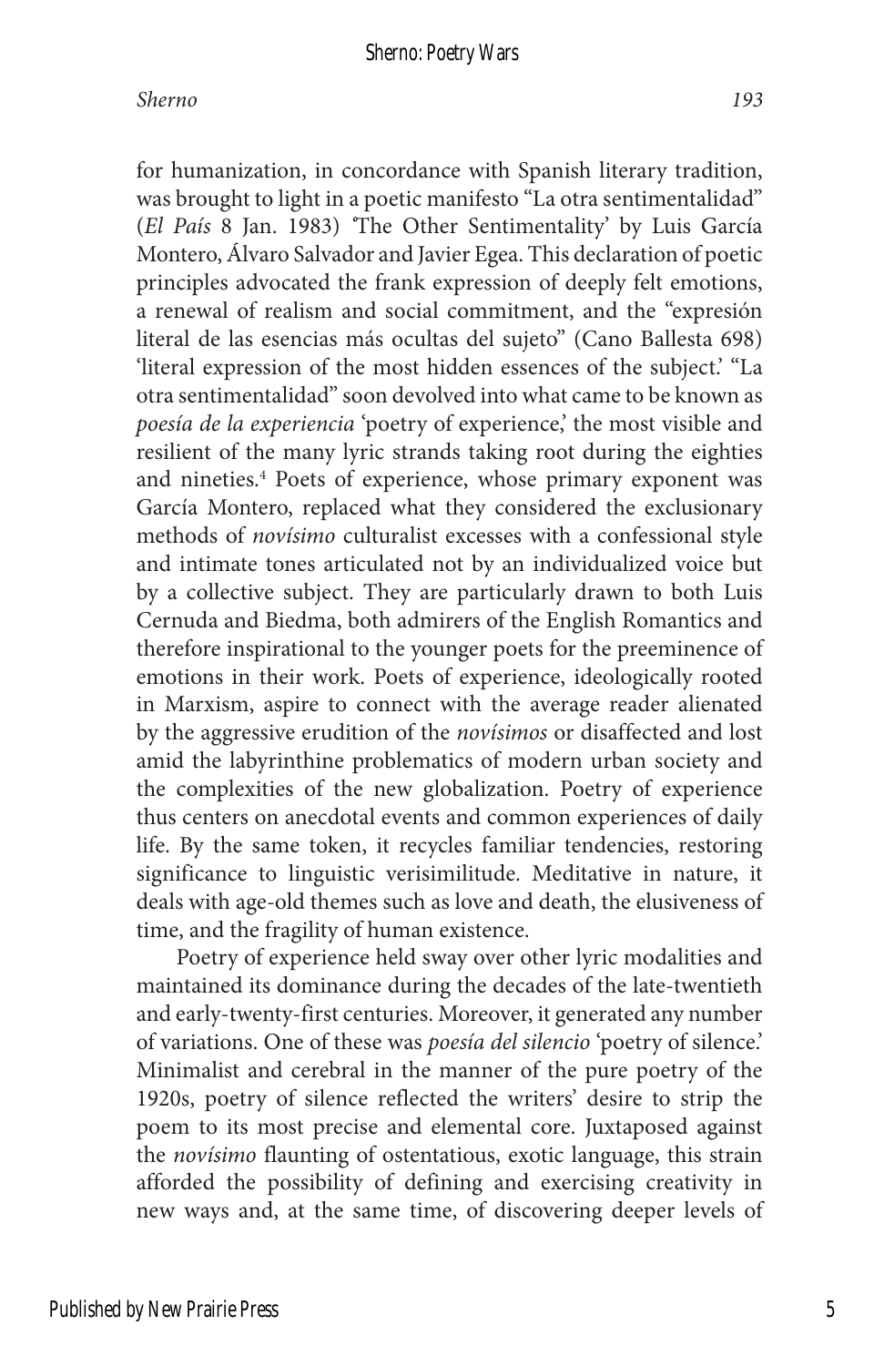for humanization, in concordance with Spanish literary tradition, was brought to light in a poetic manifesto "La otra sentimentalidad" (*El País* 8 Jan. 1983) 'The Other Sentimentality' by Luis García Montero, Álvaro Salvador and Javier Egea. This declaration of poetic principles advocated the frank expression of deeply felt emotions, a renewal of realism and social commitment, and the "expresión literal de las esencias más ocultas del sujeto" (Cano Ballesta 698) 'literal expression of the most hidden essences of the subject.' "La otra sentimentalidad" soon devolved into what came to be known as *poesía de la experiencia* 'poetry of experience,' the most visible and resilient of the many lyric strands taking root during the eighties and nineties.[4] Poets of experience, whose primary exponent was García Montero, replaced what they considered the exclusionary methods of *novísimo* culturalist excesses with a confessional style and intimate tones articulated not by an individualized voice but by a collective subject. They are particularly drawn to both Luis Cernuda and Biedma, both admirers of the English Romantics and therefore inspirational to the younger poets for the preeminence of emotions in their work. Poets of experience, ideologically rooted in Marxism, aspire to connect with the average reader alienated by the aggressive erudition of the *novísimos* or disaffected and lost amid the labyrinthine problematics of modern urban society and the complexities of the new globalization. Poetry of experience thus centers on anecdotal events and common experiences of daily life. By the same token, it recycles familiar tendencies, restoring significance to linguistic verisimilitude. Meditative in nature, it deals with age-old themes such as love and death, the elusiveness of time, and the fragility of human existence.

Poetry of experience held sway over other lyric modalities and maintained its dominance during the decades of the late-twentieth and early-twenty-first centuries. Moreover, it generated any number of variations. One of these was *poesía del silencio* 'poetry of silence.' Minimalist and cerebral in the manner of the pure poetry of the 1920s, poetry of silence reflected the writers' desire to strip the poem to its most precise and elemental core. Juxtaposed against the *novísimo* flaunting of ostentatious, exotic language, this strain afforded the possibility of defining and exercising creativity in new ways and, at the same time, of discovering deeper levels of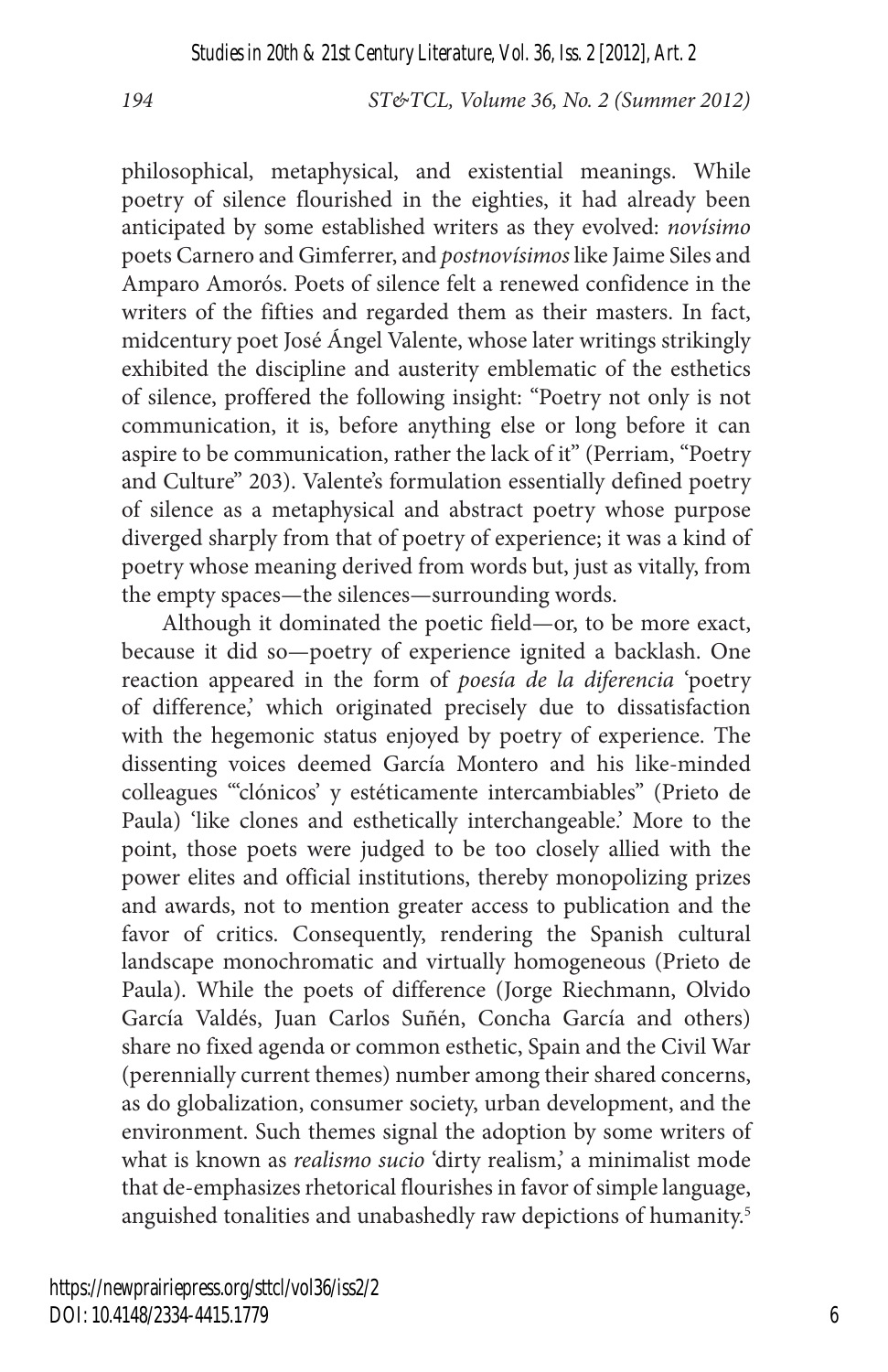philosophical, metaphysical, and existential meanings. While poetry of silence flourished in the eighties, it had already been anticipated by some established writers as they evolved: *novísimo* poets Carnero and Gimferrer, and *postnovísimos* like Jaime Siles and Amparo Amorós. Poets of silence felt a renewed confidence in the writers of the fifties and regarded them as their masters. In fact, midcentury poet José Ángel Valente, whose later writings strikingly exhibited the discipline and austerity emblematic of the esthetics of silence, proffered the following insight: "Poetry not only is not communication, it is, before anything else or long before it can aspire to be communication, rather the lack of it" (Perriam, "Poetry and Culture" 203). Valente's formulation essentially defined poetry of silence as a metaphysical and abstract poetry whose purpose diverged sharply from that of poetry of experience; it was a kind of poetry whose meaning derived from words but, just as vitally, from the empty spaces—the silences—surrounding words.

Although it dominated the poetic field—or, to be more exact, because it did so—poetry of experience ignited a backlash. One reaction appeared in the form of *poesía de la diferencia* 'poetry of difference,' which originated precisely due to dissatisfaction with the hegemonic status enjoyed by poetry of experience. The dissenting voices deemed García Montero and his like-minded colleagues "'clónicos' y estéticamente intercambiables" (Prieto de Paula) 'like clones and esthetically interchangeable.' More to the point, those poets were judged to be too closely allied with the power elites and official institutions, thereby monopolizing prizes and awards, not to mention greater access to publication and the favor of critics. Consequently, rendering the Spanish cultural landscape monochromatic and virtually homogeneous (Prieto de Paula). While the poets of difference (Jorge Riechmann, Olvido García Valdés, Juan Carlos Suñén, Concha García and others) share no fixed agenda or common esthetic, Spain and the Civil War (perennially current themes) number among their shared concerns, as do globalization, consumer society, urban development, and the environment. Such themes signal the adoption by some writers of what is known as *realismo sucio* 'dirty realism,' a minimalist mode that de-emphasizes rhetorical flourishes in favor of simple language, anguished tonalities and unabashedly raw depictions of humanity.[5]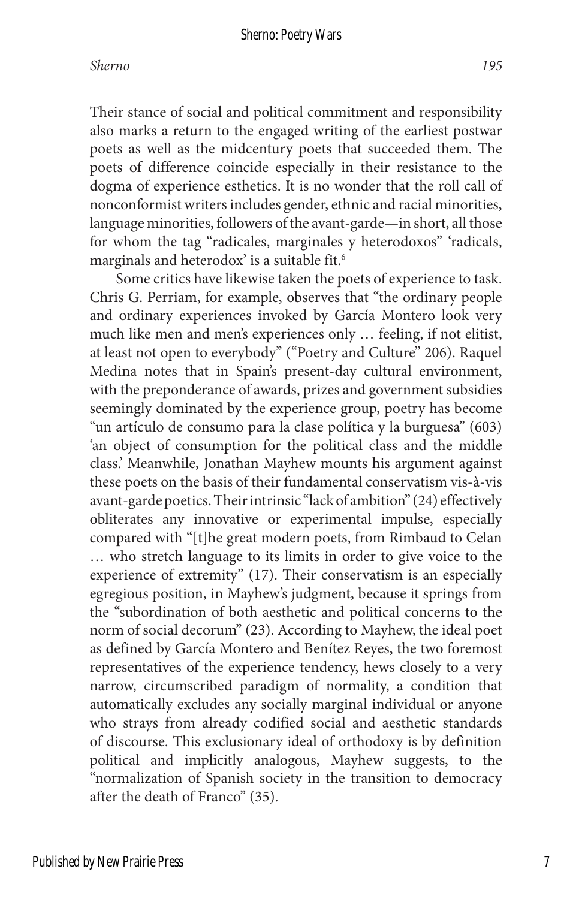Their stance of social and political commitment and responsibility also marks a return to the engaged writing of the earliest postwar poets as well as the midcentury poets that succeeded them. The poets of difference coincide especially in their resistance to the dogma of experience esthetics. It is no wonder that the roll call of nonconformist writers includes gender, ethnic and racial minorities, language minorities, followers of the avant-garde—in short, all those for whom the tag "radicales, marginales y heterodoxos" 'radicals, marginals and heterodox' is a suitable fit.[6]

Some critics have likewise taken the poets of experience to task. Chris G. Perriam, for example, observes that "the ordinary people and ordinary experiences invoked by García Montero look very much like men and men's experiences only … feeling, if not elitist, at least not open to everybody" ("Poetry and Culture" 206). Raquel Medina notes that in Spain's present-day cultural environment, with the preponderance of awards, prizes and government subsidies seemingly dominated by the experience group, poetry has become "un artículo de consumo para la clase política y la burguesa" (603) 'an object of consumption for the political class and the middle class.' Meanwhile, Jonathan Mayhew mounts his argument against these poets on the basis of their fundamental conservatism vis-à-vis avant-garde poetics. Their intrinsic "lack of ambition" (24) effectively obliterates any innovative or experimental impulse, especially compared with "[t]he great modern poets, from Rimbaud to Celan … who stretch language to its limits in order to give voice to the experience of extremity" (17). Their conservatism is an especially egregious position, in Mayhew's judgment, because it springs from the "subordination of both aesthetic and political concerns to the norm of social decorum" (23). According to Mayhew, the ideal poet as defined by García Montero and Benítez Reyes, the two foremost representatives of the experience tendency, hews closely to a very narrow, circumscribed paradigm of normality, a condition that automatically excludes any socially marginal individual or anyone who strays from already codified social and aesthetic standards of discourse. This exclusionary ideal of orthodoxy is by definition political and implicitly analogous, Mayhew suggests, to the "normalization of Spanish society in the transition to democracy after the death of Franco" (35).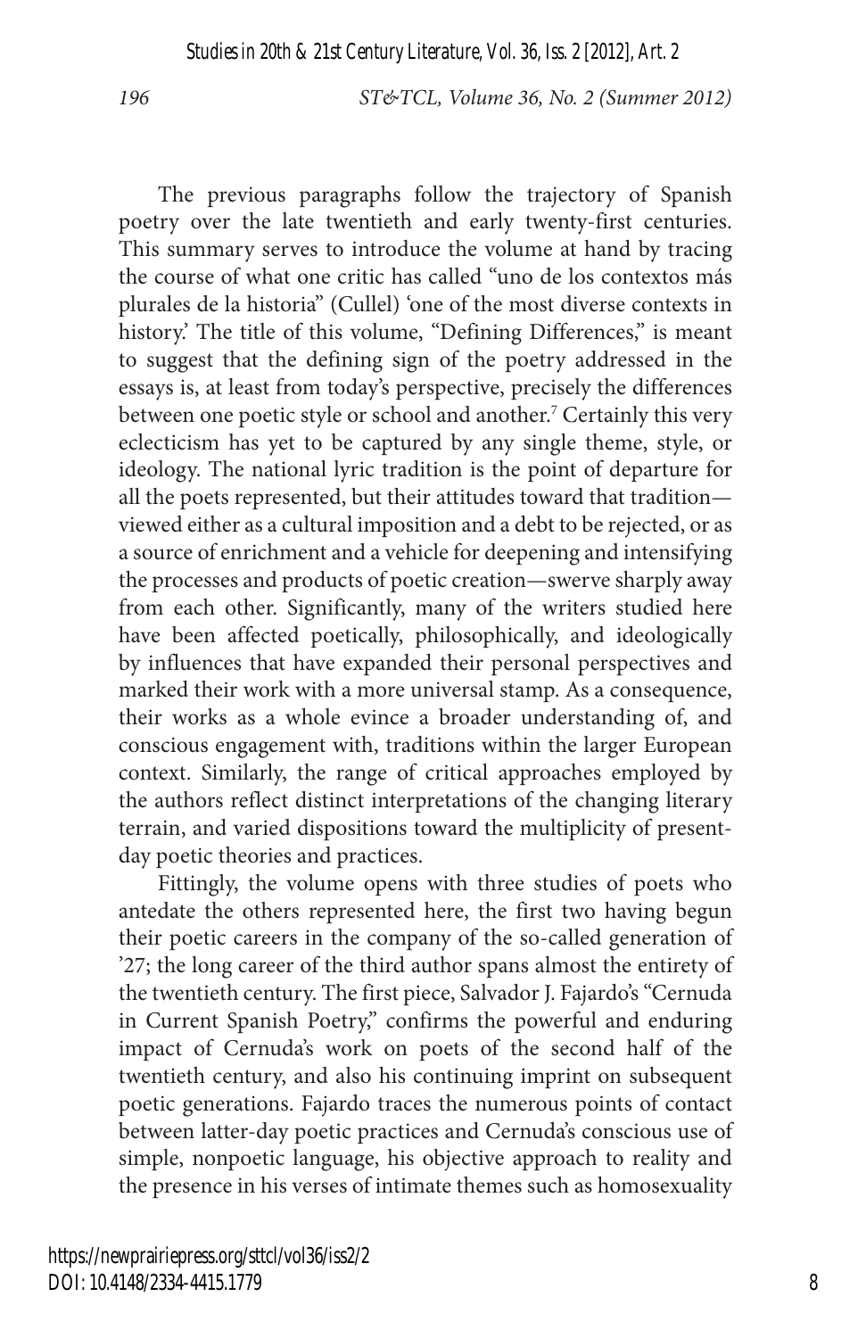The previous paragraphs follow the trajectory of Spanish poetry over the late twentieth and early twenty-first centuries. This summary serves to introduce the volume at hand by tracing the course of what one critic has called "uno de los contextos más plurales de la historia" (Cullel) 'one of the most diverse contexts in history.' The title of this volume, "Defining Differences," is meant to suggest that the defining sign of the poetry addressed in the essays is, at least from today's perspective, precisely the differences between one poetic style or school and another.[7] Certainly this very eclecticism has yet to be captured by any single theme, style, or ideology. The national lyric tradition is the point of departure for all the poets represented, but their attitudes toward that tradition—viewed either as a cultural imposition and a debt to be rejected, or as a source of enrichment and a vehicle for deepening and intensifying the processes and products of poetic creation—swerve sharply away from each other. Significantly, many of the writers studied here have been affected poetically, philosophically, and ideologically by influences that have expanded their personal perspectives and marked their work with a more universal stamp. As a consequence, their works as a whole evince a broader understanding of, and conscious engagement with, traditions within the larger European context. Similarly, the range of critical approaches employed by the authors reflect distinct interpretations of the changing literary terrain, and varied dispositions toward the multiplicity of present-day poetic theories and practices.

Fittingly, the volume opens with three studies of poets who antedate the others represented here, the first two having begun their poetic careers in the company of the so-called generation of '27; the long career of the third author spans almost the entirety of the twentieth century. The first piece, Salvador J. Fajardo's "Cernuda in Current Spanish Poetry," confirms the powerful and enduring impact of Cernuda's work on poets of the second half of the twentieth century, and also his continuing imprint on subsequent poetic generations. Fajardo traces the numerous points of contact between latter-day poetic practices and Cernuda's conscious use of simple, nonpoetic language, his objective approach to reality and the presence in his verses of intimate themes such as homosexuality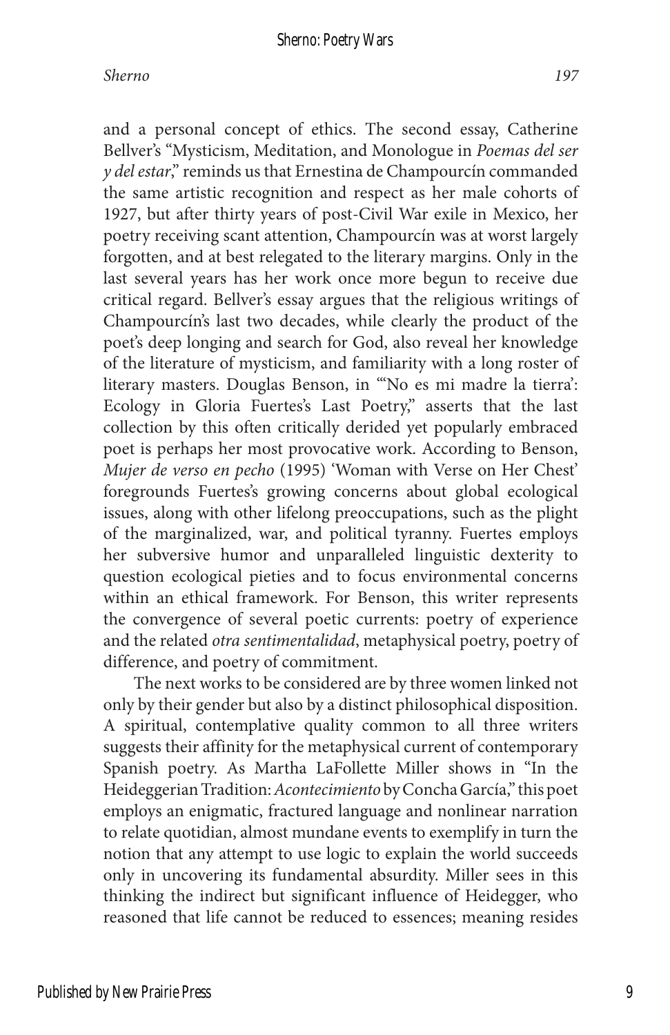and a personal concept of ethics. The second essay, Catherine Bellver's "Mysticism, Meditation, and Monologue in *Poemas del ser y del estar*," reminds us that Ernestina de Champourcín commanded the same artistic recognition and respect as her male cohorts of 1927, but after thirty years of post-Civil War exile in Mexico, her poetry receiving scant attention, Champourcín was at worst largely forgotten, and at best relegated to the literary margins. Only in the last several years has her work once more begun to receive due critical regard. Bellver's essay argues that the religious writings of Champourcín's last two decades, while clearly the product of the poet's deep longing and search for God, also reveal her knowledge of the literature of mysticism, and familiarity with a long roster of literary masters. Douglas Benson, in "'No es mi madre la tierra': Ecology in Gloria Fuertes's Last Poetry," asserts that the last collection by this often critically derided yet popularly embraced poet is perhaps her most provocative work. According to Benson, *Mujer de verso en pecho* (1995) 'Woman with Verse on Her Chest' foregrounds Fuertes's growing concerns about global ecological issues, along with other lifelong preoccupations, such as the plight of the marginalized, war, and political tyranny. Fuertes employs her subversive humor and unparalleled linguistic dexterity to question ecological pieties and to focus environmental concerns within an ethical framework. For Benson, this writer represents the convergence of several poetic currents: poetry of experience and the related *otra sentimentalidad*, metaphysical poetry, poetry of difference, and poetry of commitment.

The next works to be considered are by three women linked not only by their gender but also by a distinct philosophical disposition. A spiritual, contemplative quality common to all three writers suggests their affinity for the metaphysical current of contemporary Spanish poetry. As Martha LaFollette Miller shows in "In the Heideggerian Tradition: *Acontecimiento* by Concha García," this poet employs an enigmatic, fractured language and nonlinear narration to relate quotidian, almost mundane events to exemplify in turn the notion that any attempt to use logic to explain the world succeeds only in uncovering its fundamental absurdity. Miller sees in this thinking the indirect but significant influence of Heidegger, who reasoned that life cannot be reduced to essences; meaning resides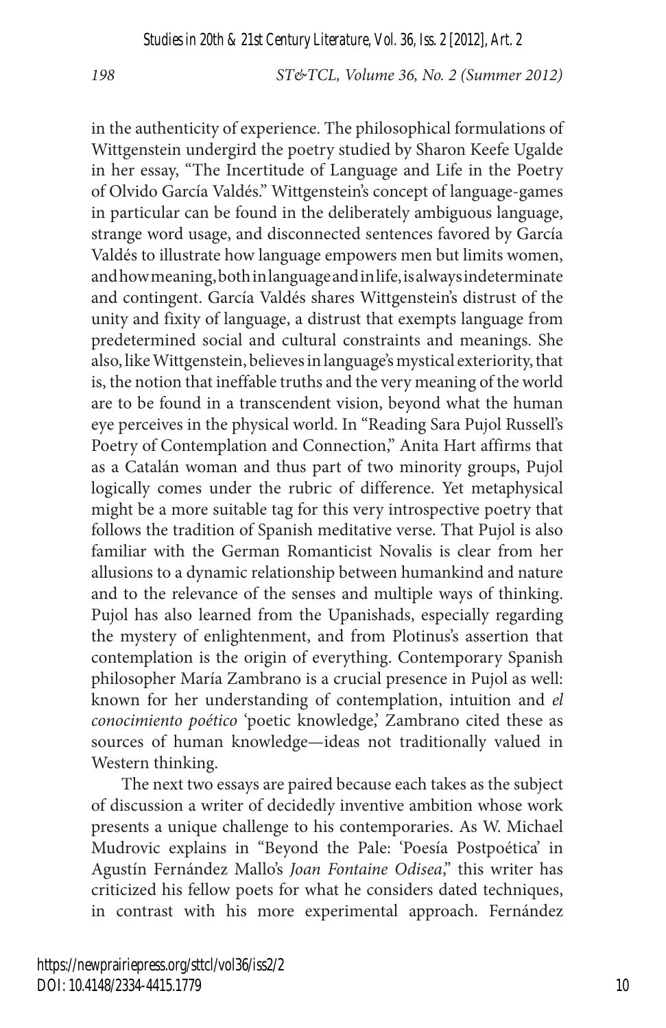in the authenticity of experience. The philosophical formulations of Wittgenstein undergird the poetry studied by Sharon Keefe Ugalde in her essay, "The Incertitude of Language and Life in the Poetry of Olvido García Valdés." Wittgenstein's concept of language-games in particular can be found in the deliberately ambiguous language, strange word usage, and disconnected sentences favored by García Valdés to illustrate how language empowers men but limits women, and how meaning, both in language and in life, is always indeterminate and contingent. García Valdés shares Wittgenstein's distrust of the unity and fixity of language, a distrust that exempts language from predetermined social and cultural constraints and meanings. She also, like Wittgenstein, believes in language's mystical exteriority, that is, the notion that ineffable truths and the very meaning of the world are to be found in a transcendent vision, beyond what the human eye perceives in the physical world. In "Reading Sara Pujol Russell's Poetry of Contemplation and Connection," Anita Hart affirms that as a Catalán woman and thus part of two minority groups, Pujol logically comes under the rubric of difference. Yet metaphysical might be a more suitable tag for this very introspective poetry that follows the tradition of Spanish meditative verse. That Pujol is also familiar with the German Romanticist Novalis is clear from her allusions to a dynamic relationship between humankind and nature and to the relevance of the senses and multiple ways of thinking. Pujol has also learned from the Upanishads, especially regarding the mystery of enlightenment, and from Plotinus's assertion that contemplation is the origin of everything. Contemporary Spanish philosopher María Zambrano is a crucial presence in Pujol as well: known for her understanding of contemplation, intuition and *el conocimiento poético* 'poetic knowledge,' Zambrano cited these as sources of human knowledge—ideas not traditionally valued in Western thinking.

The next two essays are paired because each takes as the subject of discussion a writer of decidedly inventive ambition whose work presents a unique challenge to his contemporaries. As W. Michael Mudrovic explains in "Beyond the Pale: 'Poesía Postpoética' in Agustín Fernández Mallo's *Joan Fontaine Odisea*," this writer has criticized his fellow poets for what he considers dated techniques, in contrast with his more experimental approach. Fernández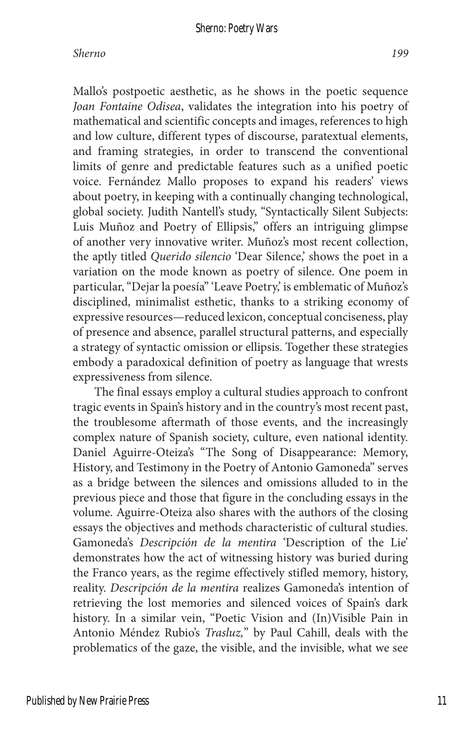Mallo's postpoetic aesthetic, as he shows in the poetic sequence *Joan Fontaine Odisea*, validates the integration into his poetry of mathematical and scientific concepts and images, references to high and low culture, different types of discourse, paratextual elements, and framing strategies, in order to transcend the conventional limits of genre and predictable features such as a unified poetic voice. Fernández Mallo proposes to expand his readers' views about poetry, in keeping with a continually changing technological, global society. Judith Nantell's study, "Syntactically Silent Subjects: Luis Muñoz and Poetry of Ellipsis," offers an intriguing glimpse of another very innovative writer. Muñoz's most recent collection, the aptly titled *Querido silencio* 'Dear Silence,' shows the poet in a variation on the mode known as poetry of silence. One poem in particular, "Dejar la poesía" 'Leave Poetry,' is emblematic of Muñoz's disciplined, minimalist esthetic, thanks to a striking economy of expressive resources—reduced lexicon, conceptual conciseness, play of presence and absence, parallel structural patterns, and especially a strategy of syntactic omission or ellipsis. Together these strategies embody a paradoxical definition of poetry as language that wrests expressiveness from silence.

The final essays employ a cultural studies approach to confront tragic events in Spain's history and in the country's most recent past, the troublesome aftermath of those events, and the increasingly complex nature of Spanish society, culture, even national identity. Daniel Aguirre-Oteiza's "The Song of Disappearance: Memory, History, and Testimony in the Poetry of Antonio Gamoneda" serves as a bridge between the silences and omissions alluded to in the previous piece and those that figure in the concluding essays in the volume. Aguirre-Oteiza also shares with the authors of the closing essays the objectives and methods characteristic of cultural studies. Gamoneda's *Descripción de la mentira* 'Description of the Lie' demonstrates how the act of witnessing history was buried during the Franco years, as the regime effectively stifled memory, history, reality. *Descripción de la mentira* realizes Gamoneda's intention of retrieving the lost memories and silenced voices of Spain's dark history. In a similar vein, "Poetic Vision and (In)Visible Pain in Antonio Méndez Rubio's *Trasluz,*" by Paul Cahill, deals with the problematics of the gaze, the visible, and the invisible, what we see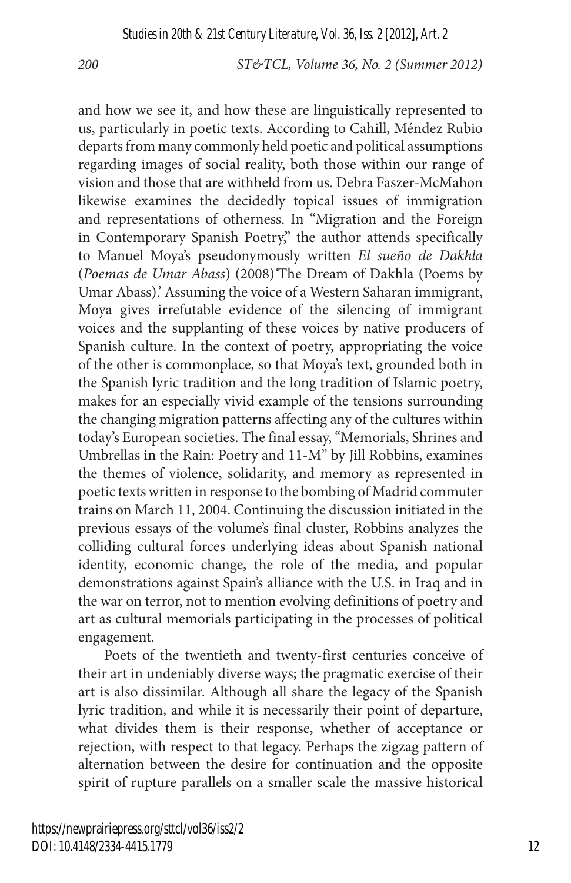and how we see it, and how these are linguistically represented to us, particularly in poetic texts. According to Cahill, Méndez Rubio departs from many commonly held poetic and political assumptions regarding images of social reality, both those within our range of vision and those that are withheld from us. Debra Faszer-McMahon likewise examines the decidedly topical issues of immigration and representations of otherness. In "Migration and the Foreign in Contemporary Spanish Poetry," the author attends specifically to Manuel Moya's pseudonymously written *El sueño de Dakhla* (*Poemas de Umar Abass*) (2008) 'The Dream of Dakhla (Poems by Umar Abass).' Assuming the voice of a Western Saharan immigrant, Moya gives irrefutable evidence of the silencing of immigrant voices and the supplanting of these voices by native producers of Spanish culture. In the context of poetry, appropriating the voice of the other is commonplace, so that Moya's text, grounded both in the Spanish lyric tradition and the long tradition of Islamic poetry, makes for an especially vivid example of the tensions surrounding the changing migration patterns affecting any of the cultures within today's European societies. The final essay, "Memorials, Shrines and Umbrellas in the Rain: Poetry and 11-M" by Jill Robbins, examines the themes of violence, solidarity, and memory as represented in poetic texts written in response to the bombing of Madrid commuter trains on March 11, 2004. Continuing the discussion initiated in the previous essays of the volume's final cluster, Robbins analyzes the colliding cultural forces underlying ideas about Spanish national identity, economic change, the role of the media, and popular demonstrations against Spain's alliance with the U.S. in Iraq and in the war on terror, not to mention evolving definitions of poetry and art as cultural memorials participating in the processes of political engagement.

Poets of the twentieth and twenty-first centuries conceive of their art in undeniably diverse ways; the pragmatic exercise of their art is also dissimilar. Although all share the legacy of the Spanish lyric tradition, and while it is necessarily their point of departure, what divides them is their response, whether of acceptance or rejection, with respect to that legacy. Perhaps the zigzag pattern of alternation between the desire for continuation and the opposite spirit of rupture parallels on a smaller scale the massive historical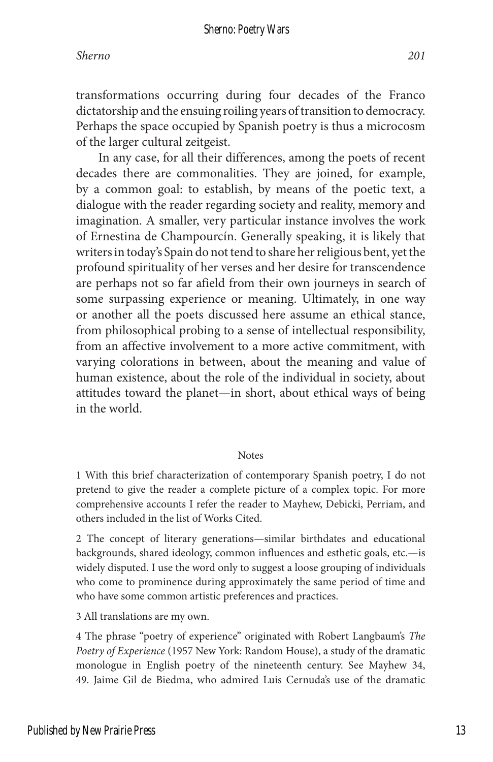transformations occurring during four decades of the Franco dictatorship and the ensuing roiling years of transition to democracy. Perhaps the space occupied by Spanish poetry is thus a microcosm of the larger cultural zeitgeist.

In any case, for all their differences, among the poets of recent decades there are commonalities. They are joined, for example, by a common goal: to establish, by means of the poetic text, a dialogue with the reader regarding society and reality, memory and imagination. A smaller, very particular instance involves the work of Ernestina de Champourcín. Generally speaking, it is likely that writers in today's Spain do not tend to share her religious bent, yet the profound spirituality of her verses and her desire for transcendence are perhaps not so far afield from their own journeys in search of some surpassing experience or meaning. Ultimately, in one way or another all the poets discussed here assume an ethical stance, from philosophical probing to a sense of intellectual responsibility, from an affective involvement to a more active commitment, with varying colorations in between, about the meaning and value of human existence, about the role of the individual in society, about attitudes toward the planet—in short, about ethical ways of being in the world.

## Notes

1 With this brief characterization of contemporary Spanish poetry, I do not pretend to give the reader a complete picture of a complex topic. For more comprehensive accounts I refer the reader to Mayhew, Debicki, Perriam, and others included in the list of Works Cited.

2 The concept of literary generations—similar birthdates and educational backgrounds, shared ideology, common influences and esthetic goals, etc.—is widely disputed. I use the word only to suggest a loose grouping of individuals who come to prominence during approximately the same period of time and who have some common artistic preferences and practices.

3 All translations are my own.

4 The phrase "poetry of experience" originated with Robert Langbaum's *The Poetry of Experience* (1957 New York: Random House), a study of the dramatic monologue in English poetry of the nineteenth century. See Mayhew 34, 49. Jaime Gil de Biedma, who admired Luis Cernuda's use of the dramatic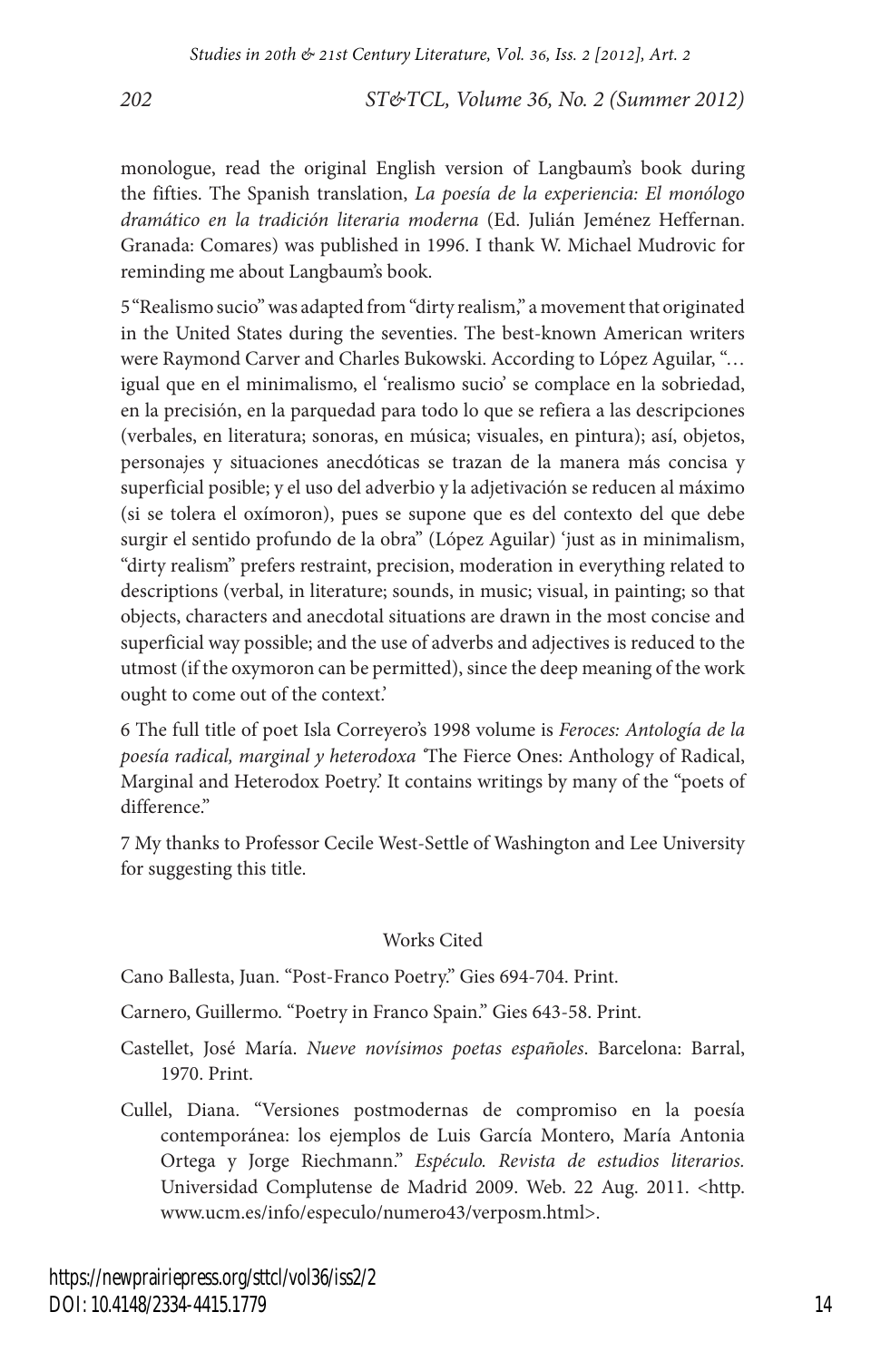monologue, read the original English version of Langbaum's book during the fifties. The Spanish translation, *La poesía de la experiencia: El monólogo dramático en la tradición literaria moderna* (Ed. Julián Jeménez Heffernan. Granada: Comares) was published in 1996. I thank W. Michael Mudrovic for reminding me about Langbaum's book.

5 "Realismo sucio" was adapted from "dirty realism," a movement that originated in the United States during the seventies. The best-known American writers were Raymond Carver and Charles Bukowski. According to López Aguilar, "… igual que en el minimalismo, el 'realismo sucio' se complace en la sobriedad, en la precisión, en la parquedad para todo lo que se refiera a las descripciones (verbales, en literatura; sonoras, en música; visuales, en pintura); así, objetos, personajes y situaciones anecdóticas se trazan de la manera más concisa y superficial posible; y el uso del adverbio y la adjetivación se reducen al máximo (si se tolera el oxímoron), pues se supone que es del contexto del que debe surgir el sentido profundo de la obra" (López Aguilar) 'just as in minimalism, "dirty realism" prefers restraint, precision, moderation in everything related to descriptions (verbal, in literature; sounds, in music; visual, in painting; so that objects, characters and anecdotal situations are drawn in the most concise and superficial way possible; and the use of adverbs and adjectives is reduced to the utmost (if the oxymoron can be permitted), since the deep meaning of the work ought to come out of the context.'

6 The full title of poet Isla Correyero's 1998 volume is *Feroces: Antología de la poesía radical, marginal y heterodoxa* 'The Fierce Ones: Anthology of Radical, Marginal and Heterodox Poetry.' It contains writings by many of the "poets of difference."

7 My thanks to Professor Cecile West-Settle of Washington and Lee University for suggesting this title.

## Works Cited

Cano Ballesta, Juan. "Post-Franco Poetry." Gies 694-704. Print.

Carnero, Guillermo. "Poetry in Franco Spain." Gies 643-58. Print.

Castellet, José María. *Nueve novísimos poetas españoles*. Barcelona: Barral, 1970. Print.

Cullel, Diana. "Versiones postmodernas de compromiso en la poesía contemporánea: los ejemplos de Luis García Montero, María Antonia Ortega y Jorge Riechmann." *Espéculo. Revista de estudios literarios.* Universidad Complutense de Madrid 2009. Web. 22 Aug. 2011. <http. www.ucm.es/info/especulo/numero43/verposm.html>.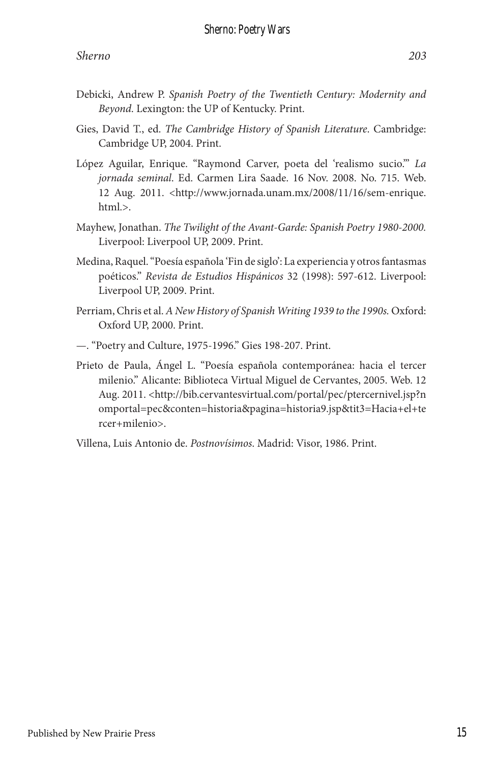Debicki, Andrew P. *Spanish Poetry of the Twentieth Century: Modernity and Beyond*. Lexington: the UP of Kentucky. Print.

Gies, David T., ed. *The Cambridge History of Spanish Literature*. Cambridge: Cambridge UP, 2004. Print.

López Aguilar, Enrique. "Raymond Carver, poeta del 'realismo sucio.'" *La jornada seminal*. Ed. Carmen Lira Saade. 16 Nov. 2008. No. 715. Web. 12 Aug. 2011. <http://www.jornada.unam.mx/2008/11/16/sem-enrique.html.>.

Mayhew, Jonathan. *The Twilight of the Avant-Garde: Spanish Poetry 1980-2000*. Liverpool: Liverpool UP, 2009. Print.

Medina, Raquel. "Poesía española 'Fin de siglo': La experiencia y otros fantasmas poéticos." *Revista de Estudios Hispánicos* 32 (1998): 597-612. Liverpool: Liverpool UP, 2009. Print.

Perriam, Chris et al. *A New History of Spanish Writing 1939 to the 1990s.* Oxford: Oxford UP, 2000. Print.

—. "Poetry and Culture, 1975-1996." Gies 198-207. Print.

Prieto de Paula, Ángel L. "Poesía española contemporánea: hacia el tercer milenio." Alicante: Biblioteca Virtual Miguel de Cervantes, 2005. Web. 12 Aug. 2011. <http://bib.cervantesvirtual.com/portal/pec/ptercernivel.jsp?nomportal=pec&conten=historia&pagina=historia9.jsp&tit3=Hacia+el+tercer+milenio>.

Villena, Luis Antonio de. *Postnovísimos*. Madrid: Visor, 1986. Print.